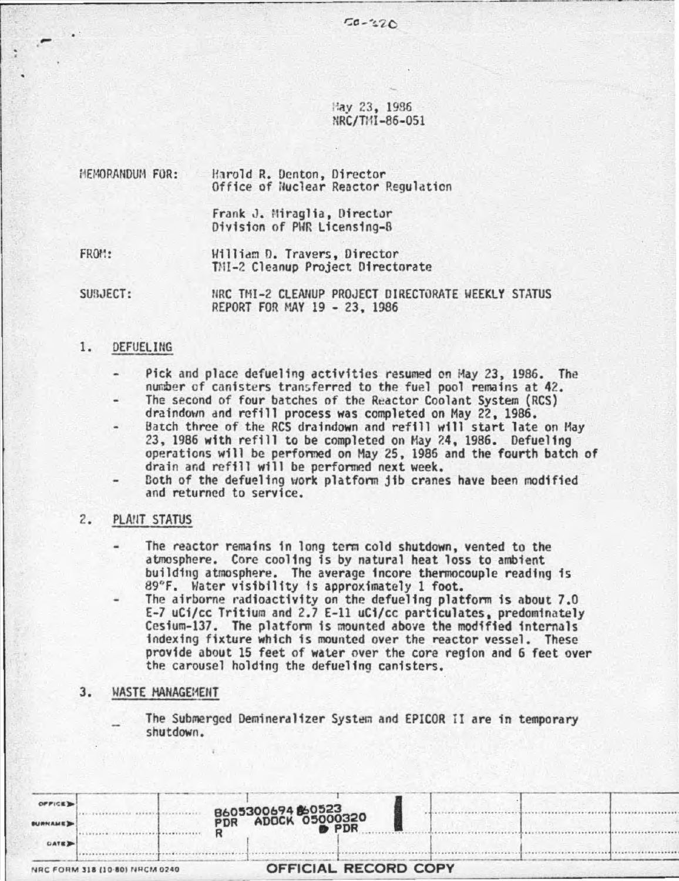50-320

May 23, 1986
NRC/TMI-86-051

MEMORANDUM FOR: Harold R. Denton, Director
Office of Nuclear Reactor Regulation

Frank J. Miraglia, Director
Division of PWR Licensing-B

FROM: William D. Travers, Director
TMI-2 Cleanup Project Directorate

SUBJECT: NRC TMI-2 CLEANUP PROJECT DIRECTORATE WEEKLY STATUS REPORT FOR MAY 19 - 23, 1986

## 1. DEFUELING

- Pick and place defueling activities resumed on May 23, 1986. The number of canisters transferred to the fuel pool remains at 42.
- The second of four batches of the Reactor Coolant System (RCS) draindown and refill process was completed on May 22, 1986.
- Batch three of the RCS draindown and refill will start late on May 23, 1986 with refill to be completed on May 24, 1986. Defueling operations will be performed on May 25, 1986 and the fourth batch of drain and refill will be performed next week.
- Both of the defueling work platform jib cranes have been modified and returned to service.

## 2. PLANT STATUS

- The reactor remains in long term cold shutdown, vented to the atmosphere. Core cooling is by natural heat loss to ambient building atmosphere. The average incore thermocouple reading is 89°F. Water visibility is approximately 1 foot.
- The airborne radioactivity on the defueling platform is about 7.0 E-7 uCi/cc Tritium and 2.7 E-11 uCi/cc particulates, predominately Cesium-137. The platform is mounted above the modified internals indexing fixture which is mounted over the reactor vessel. These provide about 15 feet of water over the core region and 6 feet over the carousel holding the defueling canisters.

## 3. WASTE MANAGEMENT

- The Submerged Demineralizer System and EPICOR II are in temporary shutdown.

8605300694 860523
PDR ADOCK 05000320
R PDR

NRC FORM 318 (10-80) NRCM 0240

OFFICIAL RECORD COPY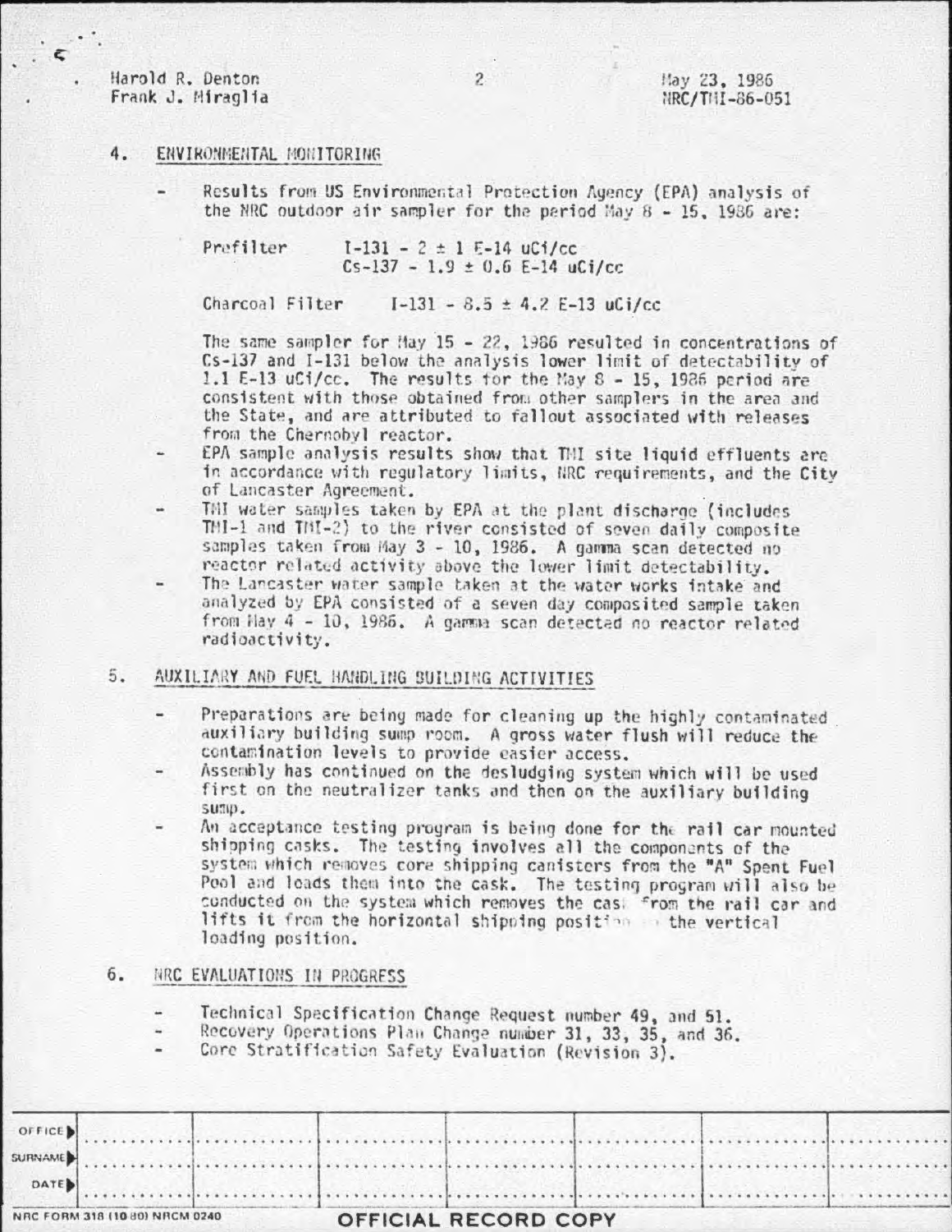Harold R. Denton
Frank J. Miraglia

May 23, 1986
NRC/TMI-86-051

## 4. ENVIRONMENTAL MONITORING

- Results from US Environmental Protection Agency (EPA) analysis of the NRC outdoor air sampler for the period May 8 - 15, 1986 are:

  Prefilter I-131 - 2 ± 1 E-14 uCi/cc
  Cs-137 - 1.9 ± 0.6 E-14 uCi/cc

  Charcoal Filter I-131 - 8.5 ± 4.2 E-13 uCi/cc

  The same sampler for May 15 - 22, 1986 resulted in concentrations of Cs-137 and I-131 below the analysis lower limit of detectability of 1.1 E-13 uCi/cc. The results for the May 8 - 15, 1986 period are consistent with those obtained from other samplers in the area and the State, and are attributed to fallout associated with releases from the Chernobyl reactor.
- EPA sample analysis results show that TMI site liquid effluents are in accordance with regulatory limits, NRC requirements, and the City of Lancaster Agreement.
- TMI water samples taken by EPA at the plant discharge (includes TMI-1 and TMI-2) to the river consisted of seven daily composite samples taken from May 3 - 10, 1986. A gamma scan detected no reactor related activity above the lower limit detectability.
- The Lancaster water sample taken at the water works intake and analyzed by EPA consisted of a seven day composited sample taken from May 4 - 10, 1986. A gamma scan detected no reactor related radioactivity.

## 5. AUXILIARY AND FUEL HANDLING BUILDING ACTIVITIES

- Preparations are being made for cleaning up the highly contaminated auxiliary building sump room. A gross water flush will reduce the contamination levels to provide easier access.
- Assembly has continued on the desludging system which will be used first on the neutralizer tanks and then on the auxiliary building sump.
- An acceptance testing program is being done for the rail car mounted shipping casks. The testing involves all the components of the system which removes core shipping canisters from the "A" Spent Fuel Pool and loads them into the cask. The testing program will also be conducted on the system which removes the cask from the rail car and lifts it from the horizontal shipping position to the vertical loading position.

## 6. NRC EVALUATIONS IN PROGRESS

- Technical Specification Change Request number 49, and 51.
- Recovery Operations Plan Change number 31, 33, 35, and 36.
- Core Stratification Safety Evaluation (Revision 3).

| OFFICE | | | | | | | |
|---|---|---|---|---|---|---|---|
| SURNAME | | | | | | | |
| DATE | | | | | | | |

NRC FORM 318 (10 80) NRCM 0240

OFFICIAL RECORD COPY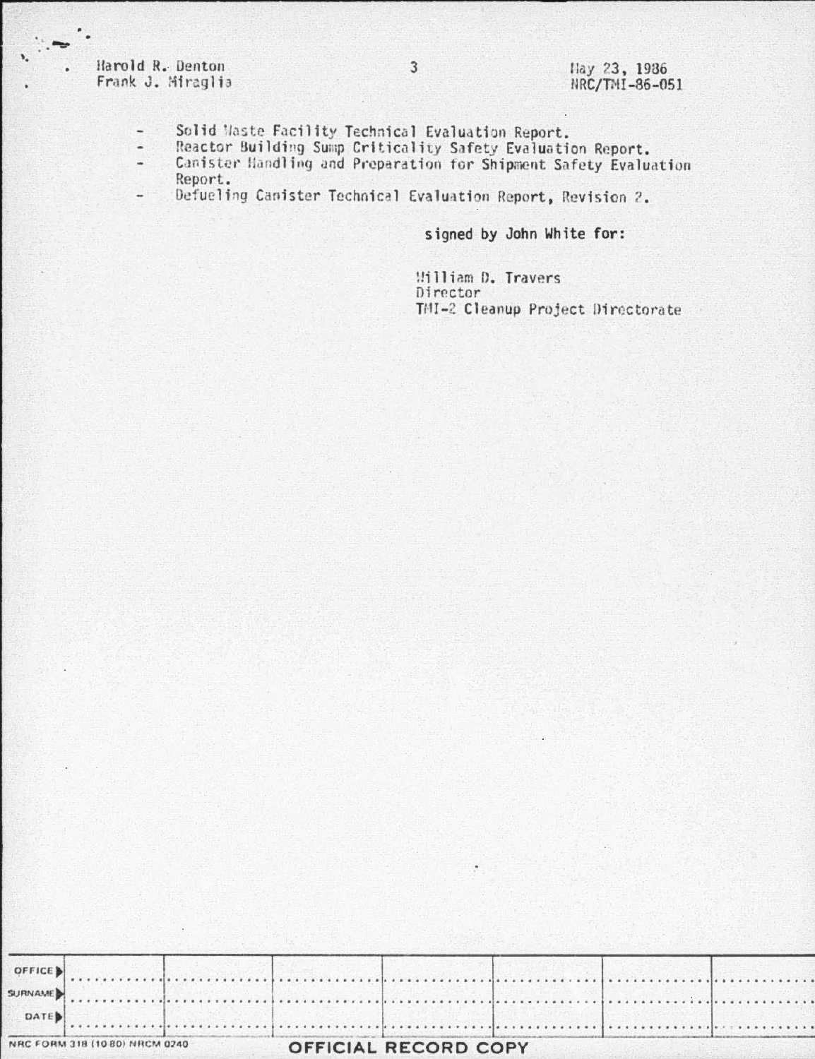- Solid Waste Facility Technical Evaluation Report.
- Reactor Building Sump Criticality Safety Evaluation Report.
- Canister Handling and Preparation for Shipment Safety Evaluation Report.
- Defueling Canister Technical Evaluation Report, Revision 2.

signed by John White for:

William D. Travers
Director
TMI-2 Cleanup Project Directorate

| OFFICE | | | | | | | |
|---|---|---|---|---|---|---|---|
| SURNAME | | | | | | | |
| DATE | | | | | | | |

NRC FORM 318 (10 80) NRCM 0240

OFFICIAL RECORD COPY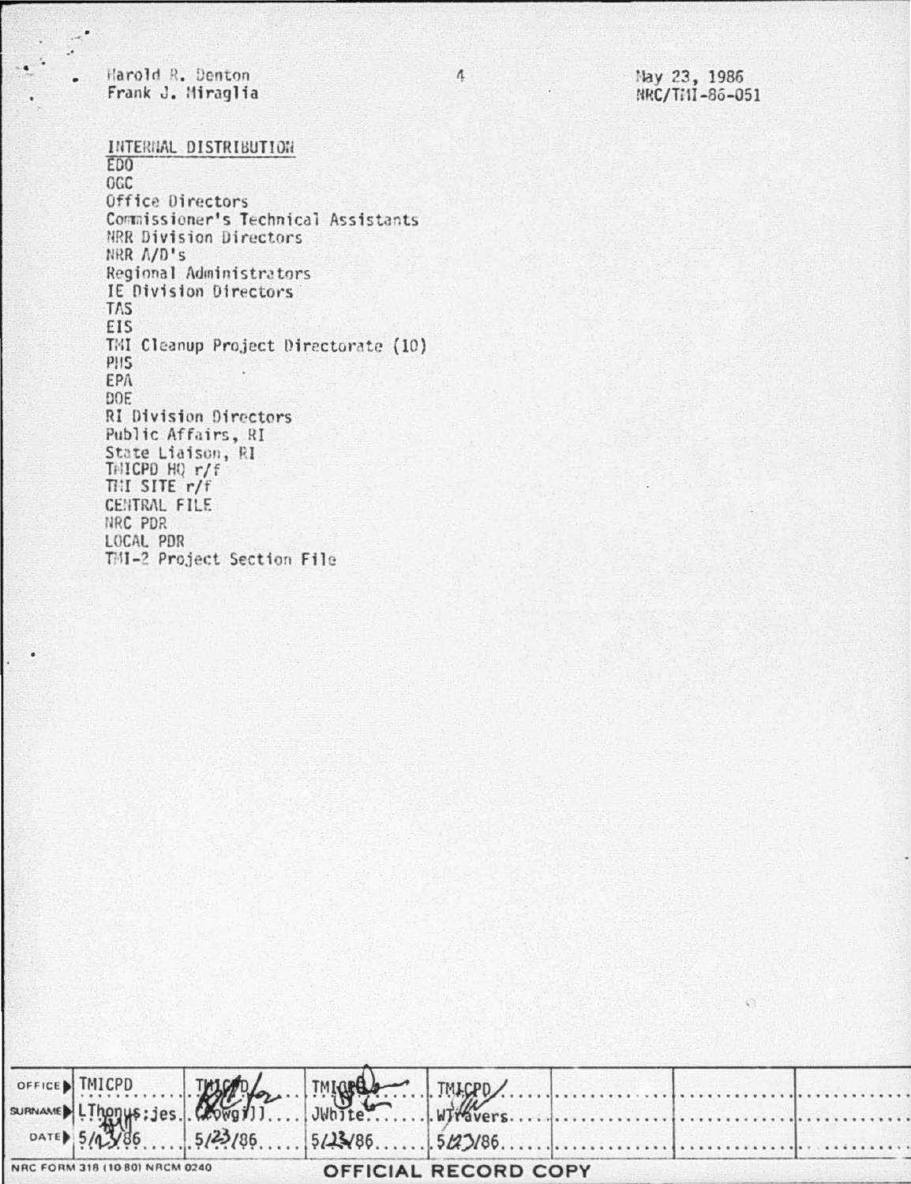Harold R. Denton
Frank J. Miraglia

May 23, 1986
NRC/TMI-86-051

INTERNAL DISTRIBUTION

EDO
OGC
Office Directors
Commissioner's Technical Assistants
NRR Division Directors
NRR A/D's
Regional Administrators
IE Division Directors
TAS
EIS
TMI Cleanup Project Directorate (10)
PHS
EPA
DOE
RI Division Directors
Public Affairs, RI
State Liaison, RI
TMICPD HQ r/f
TMI SITE r/f
CENTRAL FILE
NRC PDR
LOCAL PDR
TMI-2 Project Section File

| | | | | | | | |
|---|---|---|---|---|---|---|---|
| OFFICE | TMICPD | TMICPD | TMICPD | TMICPD | | | |
| SURNAME | LThonus:jes | Cowgill | JWhite | WTravers | | | |
| DATE | 5/23/86 | 5/23/86 | 5/23/86 | 5/23/86 | | | |

NRC FORM 318 (10 80) NRCM 0240

OFFICIAL RECORD COPY